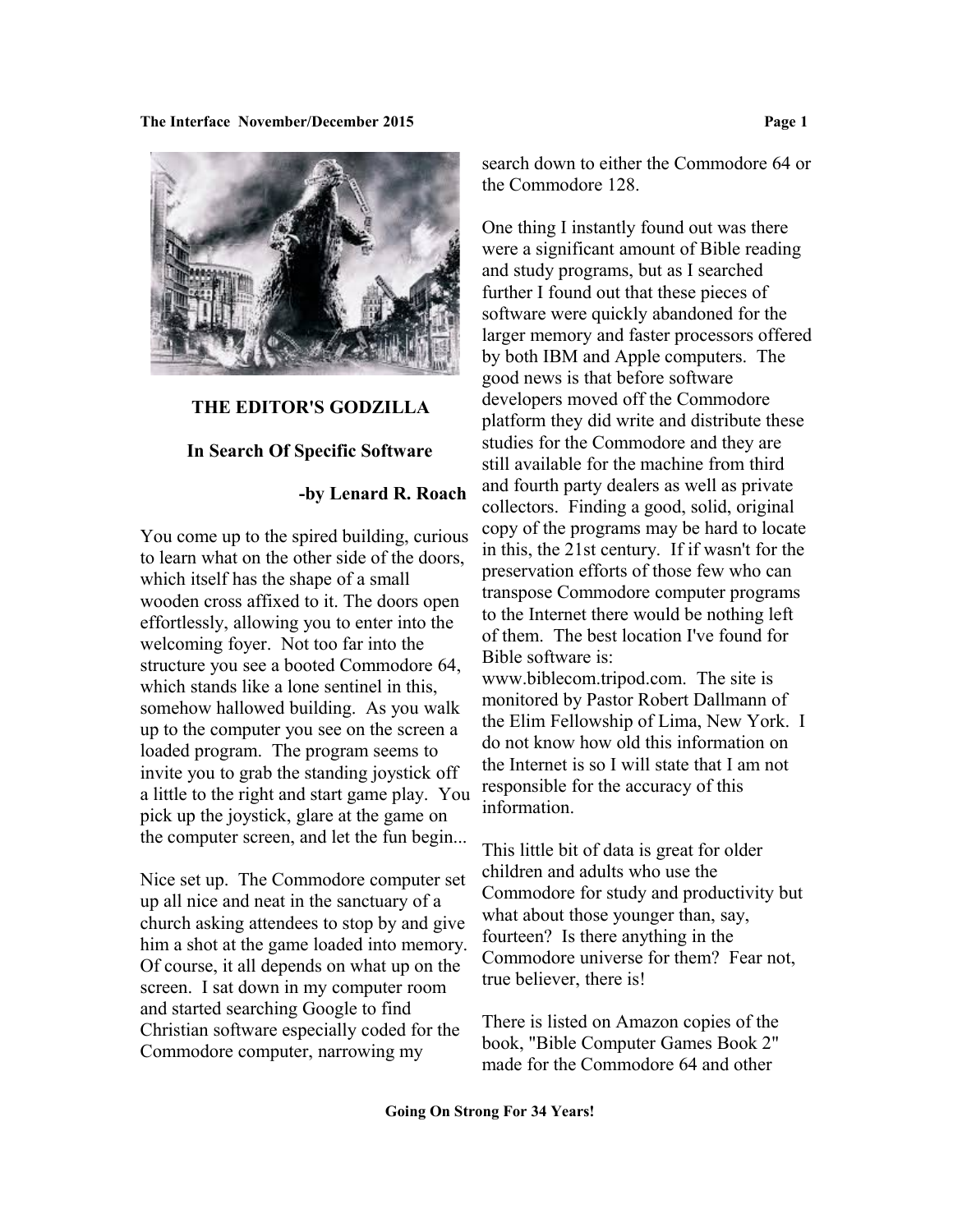## THE EDITOR'S GODZILLA

### In Search Of Specific Software

**-by Lenard R. Roach**

You come up to the spired building, curious to learn what on the other side of the doors, which itself has the shape of a small wooden cross affixed to it. The doors open effortlessly, allowing you to enter into the welcoming foyer. Not too far into the structure you see a booted Commodore 64, which stands like a lone sentinel in this, somehow hallowed building. As you walk up to the computer you see on the screen a loaded program. The program seems to invite you to grab the standing joystick off a little to the right and start game play. You pick up the joystick, glare at the game on the computer screen, and let the fun begin...

Nice set up. The Commodore computer set up all nice and neat in the sanctuary of a church asking attendees to stop by and give him a shot at the game loaded into memory. Of course, it all depends on what up on the screen. I sat down in my computer room and started searching Google to find Christian software especially coded for the Commodore computer, narrowing my search down to either the Commodore 64 or the Commodore 128.

One thing I instantly found out was there were a significant amount of Bible reading and study programs, but as I searched further I found out that these pieces of software were quickly abandoned for the larger memory and faster processors offered by both IBM and Apple computers. The good news is that before software developers moved off the Commodore platform they did write and distribute these studies for the Commodore and they are still available for the machine from third and fourth party dealers as well as private collectors. Finding a good, solid, original copy of the programs may be hard to locate in this, the 21st century. If if wasn't for the preservation efforts of those few who can transpose Commodore computer programs to the Internet there would be nothing left of them. The best location I've found for Bible software is: www.biblecom.tripod.com. The site is monitored by Pastor Robert Dallmann of the Elim Fellowship of Lima, New York. I do not know how old this information on the Internet is so I will state that I am not responsible for the accuracy of this information.

This little bit of data is great for older children and adults who use the Commodore for study and productivity but what about those younger than, say, fourteen? Is there anything in the Commodore universe for them? Fear not, true believer, there is!

There is listed on Amazon copies of the book, "Bible Computer Games Book 2" made for the Commodore 64 and other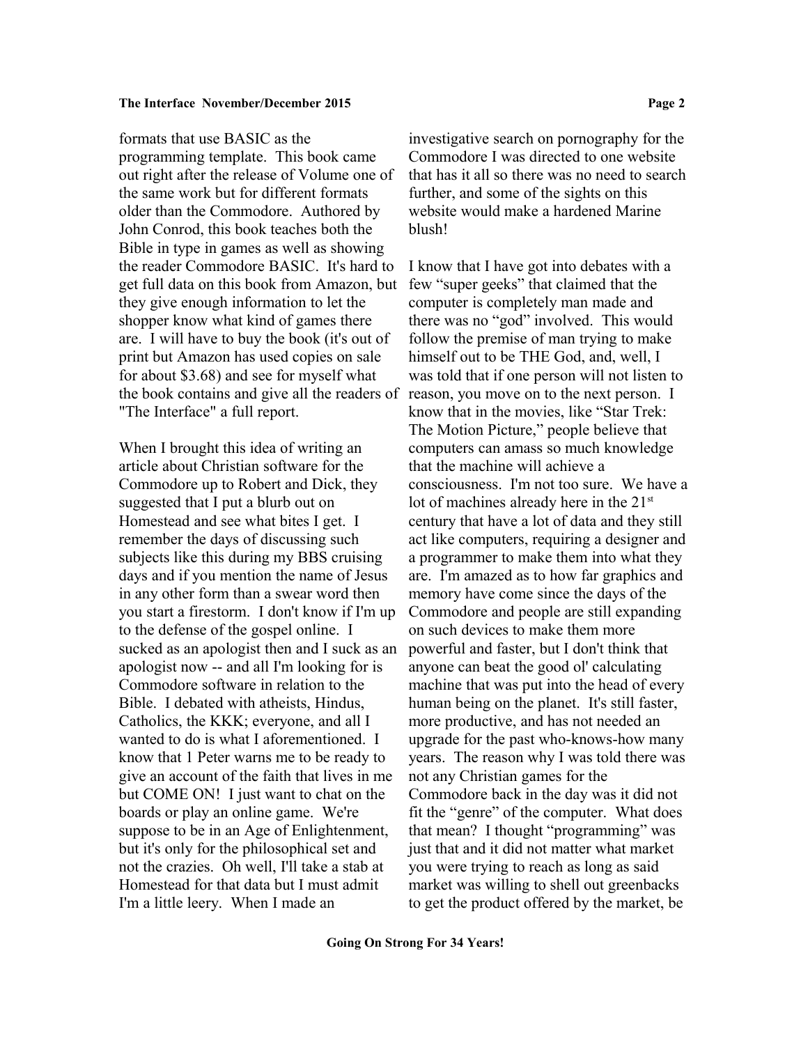formats that use BASIC as the programming template. This book came out right after the release of Volume one of the same work but for different formats older than the Commodore. Authored by John Conrod, this book teaches both the Bible in type in games as well as showing the reader Commodore BASIC. It's hard to get full data on this book from Amazon, but they give enough information to let the shopper know what kind of games there are. I will have to buy the book (it's out of print but Amazon has used copies on sale for about $3.68) and see for myself what the book contains and give all the readers of "The Interface" a full report.

When I brought this idea of writing an article about Christian software for the Commodore up to Robert and Dick, they suggested that I put a blurb out on Homestead and see what bites I get. I remember the days of discussing such subjects like this during my BBS cruising days and if you mention the name of Jesus in any other form than a swear word then you start a firestorm. I don't know if I'm up to the defense of the gospel online. I sucked as an apologist then and I suck as an apologist now -- and all I'm looking for is Commodore software in relation to the Bible. I debated with atheists, Hindus, Catholics, the KKK; everyone, and all I wanted to do is what I aforementioned. I know that 1 Peter warns me to be ready to give an account of the faith that lives in me but COME ON! I just want to chat on the boards or play an online game. We're suppose to be in an Age of Enlightenment, but it's only for the philosophical set and not the crazies. Oh well, I'll take a stab at Homestead for that data but I must admit I'm a little leery. When I made an investigative search on pornography for the Commodore I was directed to one website that has it all so there was no need to search further, and some of the sights on this website would make a hardened Marine blush!

I know that I have got into debates with a few "super geeks" that claimed that the computer is completely man made and there was no "god" involved. This would follow the premise of man trying to make himself out to be THE God, and, well, I was told that if one person will not listen to reason, you move on to the next person. I know that in the movies, like "Star Trek: The Motion Picture," people believe that computers can amass so much knowledge that the machine will achieve a consciousness. I'm not too sure. We have a lot of machines already here in the 21st century that have a lot of data and they still act like computers, requiring a designer and a programmer to make them into what they are. I'm amazed as to how far graphics and memory have come since the days of the Commodore and people are still expanding on such devices to make them more powerful and faster, but I don't think that anyone can beat the good ol' calculating machine that was put into the head of every human being on the planet. It's still faster, more productive, and has not needed an upgrade for the past who-knows-how many years. The reason why I was told there was not any Christian games for the Commodore back in the day was it did not fit the "genre" of the computer. What does that mean? I thought "programming" was just that and it did not matter what market you were trying to reach as long as said market was willing to shell out greenbacks to get the product offered by the market, be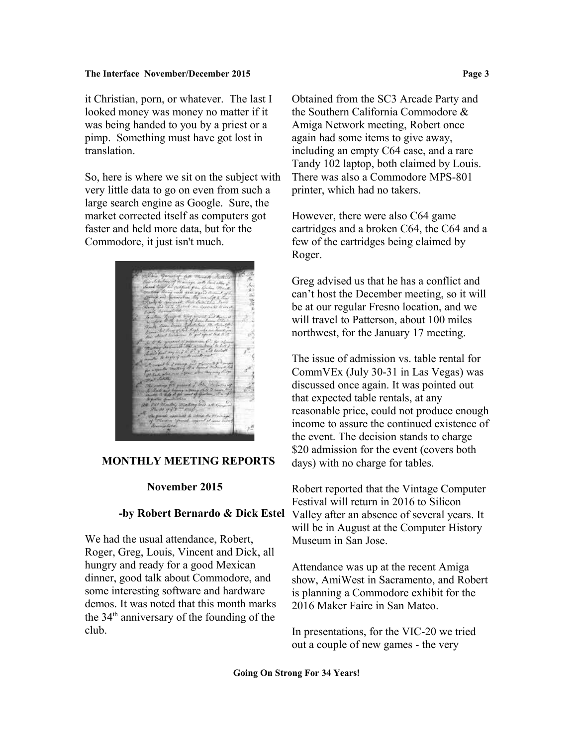it Christian, porn, or whatever. The last I looked money was money no matter if it was being handed to you by a priest or a pimp. Something must have got lost in translation.

So, here is where we sit on the subject with very little data to go on even from such a large search engine as Google. Sure, the market corrected itself as computers got faster and held more data, but for the Commodore, it just isn't much.

## MONTHLY MEETING REPORTS

### November 2015

**-by Robert Bernardo & Dick Estel**

We had the usual attendance, Robert, Roger, Greg, Louis, Vincent and Dick, all hungry and ready for a good Mexican dinner, good talk about Commodore, and some interesting software and hardware demos. It was noted that this month marks the 34th anniversary of the founding of the club.

Obtained from the SC3 Arcade Party and the Southern California Commodore & Amiga Network meeting, Robert once again had some items to give away, including an empty C64 case, and a rare Tandy 102 laptop, both claimed by Louis. There was also a Commodore MPS-801 printer, which had no takers.

However, there were also C64 game cartridges and a broken C64, the C64 and a few of the cartridges being claimed by Roger.

Greg advised us that he has a conflict and can't host the December meeting, so it will be at our regular Fresno location, and we will travel to Patterson, about 100 miles northwest, for the January 17 meeting.

The issue of admission vs. table rental for CommVEx (July 30-31 in Las Vegas) was discussed once again. It was pointed out that expected table rentals, at any reasonable price, could not produce enough income to assure the continued existence of the event. The decision stands to charge $20 admission for the event (covers both days) with no charge for tables.

Robert reported that the Vintage Computer Festival will return in 2016 to Silicon Valley after an absence of several years. It will be in August at the Computer History Museum in San Jose.

Attendance was up at the recent Amiga show, AmiWest in Sacramento, and Robert is planning a Commodore exhibit for the 2016 Maker Faire in San Mateo.

In presentations, for the VIC-20 we tried out a couple of new games - the very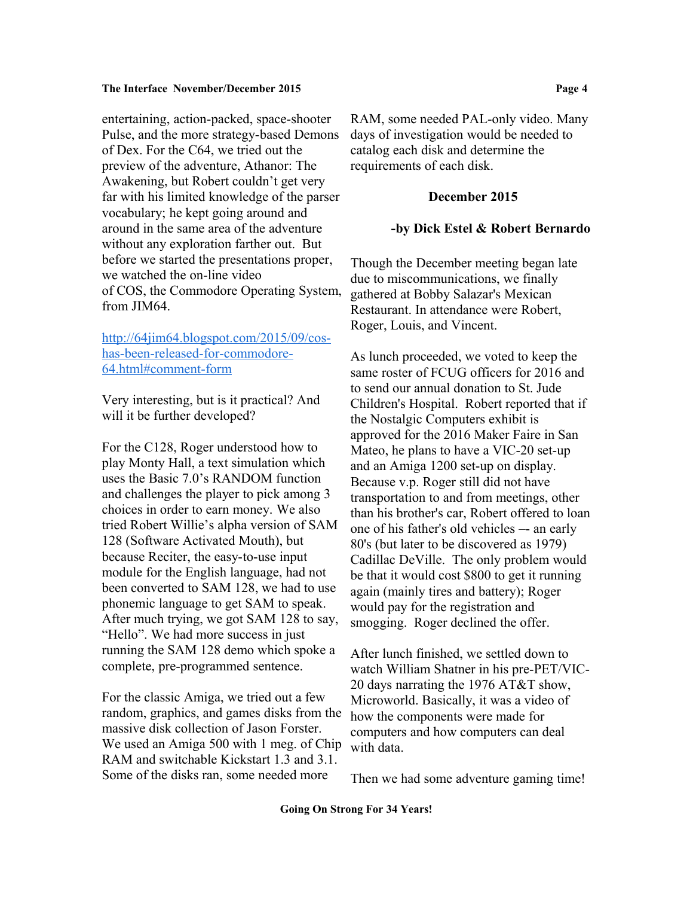entertaining, action-packed, space-shooter Pulse, and the more strategy-based Demons of Dex. For the C64, we tried out the preview of the adventure, Athanor: The Awakening, but Robert couldn't get very far with his limited knowledge of the parser vocabulary; he kept going around and around in the same area of the adventure without any exploration farther out. But before we started the presentations proper, we watched the on-line video of COS, the Commodore Operating System, from JIM64.

http://64jim64.blogspot.com/2015/09/cos-has-been-released-for-commodore-64.html#comment-form

Very interesting, but is it practical? And will it be further developed?

For the C128, Roger understood how to play Monty Hall, a text simulation which uses the Basic 7.0's RANDOM function and challenges the player to pick among 3 choices in order to earn money. We also tried Robert Willie's alpha version of SAM 128 (Software Activated Mouth), but because Reciter, the easy-to-use input module for the English language, had not been converted to SAM 128, we had to use phonemic language to get SAM to speak. After much trying, we got SAM 128 to say, "Hello". We had more success in just running the SAM 128 demo which spoke a complete, pre-programmed sentence.

For the classic Amiga, we tried out a few random, graphics, and games disks from the massive disk collection of Jason Forster. We used an Amiga 500 with 1 meg. of Chip RAM and switchable Kickstart 1.3 and 3.1. Some of the disks ran, some needed more RAM, some needed PAL-only video. Many days of investigation would be needed to catalog each disk and determine the requirements of each disk.

## December 2015

**-by Dick Estel & Robert Bernardo**

Though the December meeting began late due to miscommunications, we finally gathered at Bobby Salazar's Mexican Restaurant. In attendance were Robert, Roger, Louis, and Vincent.

As lunch proceeded, we voted to keep the same roster of FCUG officers for 2016 and to send our annual donation to St. Jude Children's Hospital. Robert reported that if the Nostalgic Computers exhibit is approved for the 2016 Maker Faire in San Mateo, he plans to have a VIC-20 set-up and an Amiga 1200 set-up on display. Because v.p. Roger still did not have transportation to and from meetings, other than his brother's car, Robert offered to loan one of his father's old vehicles –- an early 80's (but later to be discovered as 1979) Cadillac DeVille. The only problem would be that it would cost $800 to get it running again (mainly tires and battery); Roger would pay for the registration and smogging. Roger declined the offer.

After lunch finished, we settled down to watch William Shatner in his pre-PET/VIC-20 days narrating the 1976 AT&T show, Microworld. Basically, it was a video of how the components were made for computers and how computers can deal with data.

Then we had some adventure gaming time!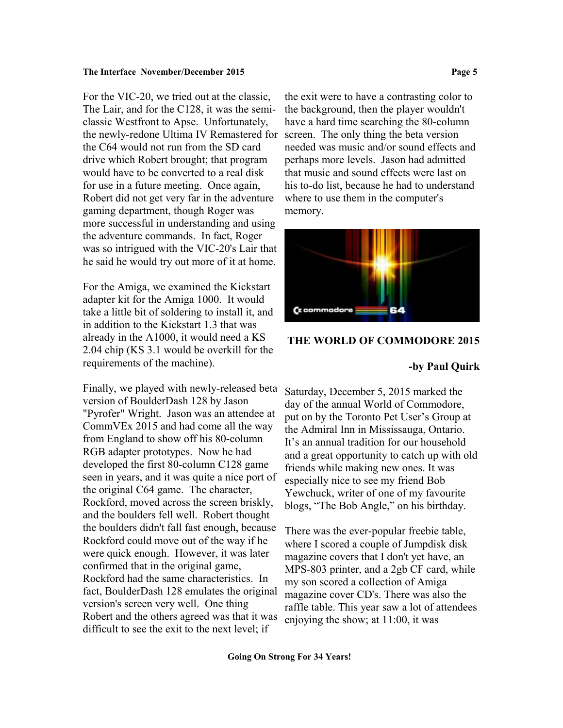For the VIC-20, we tried out at the classic, The Lair, and for the C128, it was the semi-classic Westfront to Apse. Unfortunately, the newly-redone Ultima IV Remastered for the C64 would not run from the SD card drive which Robert brought; that program would have to be converted to a real disk for use in a future meeting. Once again, Robert did not get very far in the adventure gaming department, though Roger was more successful in understanding and using the adventure commands. In fact, Roger was so intrigued with the VIC-20's Lair that he said he would try out more of it at home.

For the Amiga, we examined the Kickstart adapter kit for the Amiga 1000. It would take a little bit of soldering to install it, and in addition to the Kickstart 1.3 that was already in the A1000, it would need a KS 2.04 chip (KS 3.1 would be overkill for the requirements of the machine).

Finally, we played with newly-released beta version of BoulderDash 128 by Jason "Pyrofer" Wright. Jason was an attendee at CommVEx 2015 and had come all the way from England to show off his 80-column RGB adapter prototypes. Now he had developed the first 80-column C128 game seen in years, and it was quite a nice port of the original C64 game. The character, Rockford, moved across the screen briskly, and the boulders fell well. Robert thought the boulders didn't fall fast enough, because Rockford could move out of the way if he were quick enough. However, it was later confirmed that in the original game, Rockford had the same characteristics. In fact, BoulderDash 128 emulates the original version's screen very well. One thing Robert and the others agreed was that it was difficult to see the exit to the next level; if the exit were to have a contrasting color to the background, then the player wouldn't have a hard time searching the 80-column screen. The only thing the beta version needed was music and/or sound effects and perhaps more levels. Jason had admitted that music and sound effects were last on his to-do list, because he had to understand where to use them in the computer's memory.

## THE WORLD OF COMMODORE 2015

**-by Paul Quirk**

Saturday, December 5, 2015 marked the day of the annual World of Commodore, put on by the Toronto Pet User's Group at the Admiral Inn in Mississauga, Ontario. It's an annual tradition for our household and a great opportunity to catch up with old friends while making new ones. It was especially nice to see my friend Bob Yewchuck, writer of one of my favourite blogs, "The Bob Angle," on his birthday.

There was the ever-popular freebie table, where I scored a couple of Jumpdisk disk magazine covers that I don't yet have, an MPS-803 printer, and a 2gb CF card, while my son scored a collection of Amiga magazine cover CD's. There was also the raffle table. This year saw a lot of attendees enjoying the show; at 11:00, it was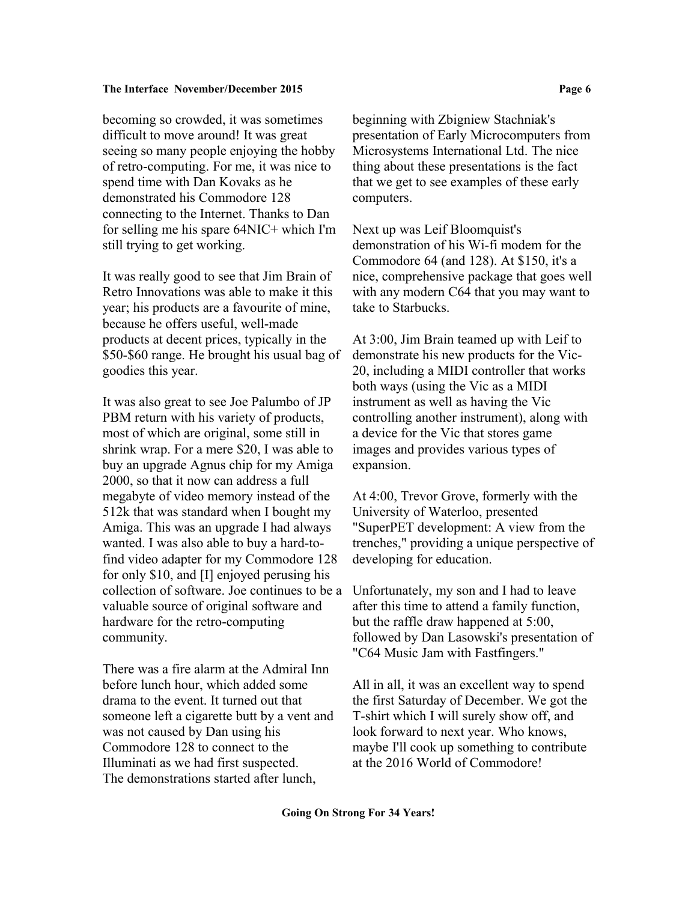becoming so crowded, it was sometimes difficult to move around! It was great seeing so many people enjoying the hobby of retro-computing. For me, it was nice to spend time with Dan Kovaks as he demonstrated his Commodore 128 connecting to the Internet. Thanks to Dan for selling me his spare 64NIC+ which I'm still trying to get working.

It was really good to see that Jim Brain of Retro Innovations was able to make it this year; his products are a favourite of mine, because he offers useful, well-made products at decent prices, typically in the $50-$60 range. He brought his usual bag of goodies this year.

It was also great to see Joe Palumbo of JP PBM return with his variety of products, most of which are original, some still in shrink wrap. For a mere $20, I was able to buy an upgrade Agnus chip for my Amiga 2000, so that it now can address a full megabyte of video memory instead of the 512k that was standard when I bought my Amiga. This was an upgrade I had always wanted. I was also able to buy a hard-to-find video adapter for my Commodore 128 for only $10, and [I] enjoyed perusing his collection of software. Joe continues to be a valuable source of original software and hardware for the retro-computing community.

There was a fire alarm at the Admiral Inn before lunch hour, which added some drama to the event. It turned out that someone left a cigarette butt by a vent and was not caused by Dan using his Commodore 128 to connect to the Illuminati as we had first suspected.
The demonstrations started after lunch, beginning with Zbigniew Stachniak's presentation of Early Microcomputers from Microsystems International Ltd. The nice thing about these presentations is the fact that we get to see examples of these early computers.

Next up was Leif Bloomquist's demonstration of his Wi-fi modem for the Commodore 64 (and 128). At $150, it's a nice, comprehensive package that goes well with any modern C64 that you may want to take to Starbucks.

At 3:00, Jim Brain teamed up with Leif to demonstrate his new products for the Vic-20, including a MIDI controller that works both ways (using the Vic as a MIDI instrument as well as having the Vic controlling another instrument), along with a device for the Vic that stores game images and provides various types of expansion.

At 4:00, Trevor Grove, formerly with the University of Waterloo, presented "SuperPET development: A view from the trenches," providing a unique perspective of developing for education.

Unfortunately, my son and I had to leave after this time to attend a family function, but the raffle draw happened at 5:00, followed by Dan Lasowski's presentation of "C64 Music Jam with Fastfingers."

All in all, it was an excellent way to spend the first Saturday of December. We got the T-shirt which I will surely show off, and look forward to next year. Who knows, maybe I'll cook up something to contribute at the 2016 World of Commodore!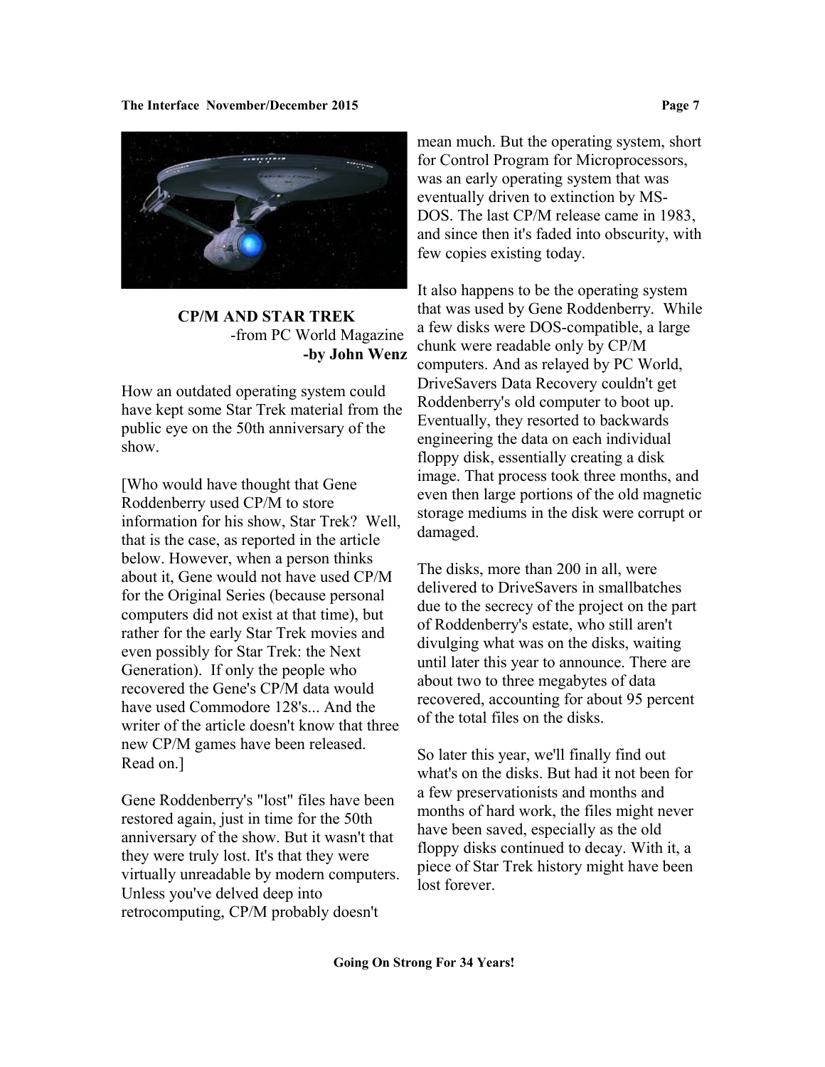## CP/M AND STAR TREK

-from PC World Magazine

**-by John Wenz**

How an outdated operating system could have kept some Star Trek material from the public eye on the 50th anniversary of the show.

[Who would have thought that Gene Roddenberry used CP/M to store information for his show, Star Trek? Well, that is the case, as reported in the article below. However, when a person thinks about it, Gene would not have used CP/M for the Original Series (because personal computers did not exist at that time), but rather for the early Star Trek movies and even possibly for Star Trek: the Next Generation). If only the people who recovered the Gene's CP/M data would have used Commodore 128's... And the writer of the article doesn't know that three new CP/M games have been released. Read on.]

Gene Roddenberry's "lost" files have been restored again, just in time for the 50th anniversary of the show. But it wasn't that they were truly lost. It's that they were virtually unreadable by modern computers. Unless you've delved deep into retrocomputing, CP/M probably doesn't mean much. But the operating system, short for Control Program for Microprocessors, was an early operating system that was eventually driven to extinction by MS-DOS. The last CP/M release came in 1983, and since then it's faded into obscurity, with few copies existing today.

It also happens to be the operating system that was used by Gene Roddenberry. While a few disks were DOS-compatible, a large chunk were readable only by CP/M computers. And as relayed by PC World, DriveSavers Data Recovery couldn't get Roddenberry's old computer to boot up. Eventually, they resorted to backwards engineering the data on each individual floppy disk, essentially creating a disk image. That process took three months, and even then large portions of the old magnetic storage mediums in the disk were corrupt or damaged.

The disks, more than 200 in all, were delivered to DriveSavers in smallbatches due to the secrecy of the project on the part of Roddenberry's estate, who still aren't divulging what was on the disks, waiting until later this year to announce. There are about two to three megabytes of data recovered, accounting for about 95 percent of the total files on the disks.

So later this year, we'll finally find out what's on the disks. But had it not been for a few preservationists and months and months of hard work, the files might never have been saved, especially as the old floppy disks continued to decay. With it, a piece of Star Trek history might have been lost forever.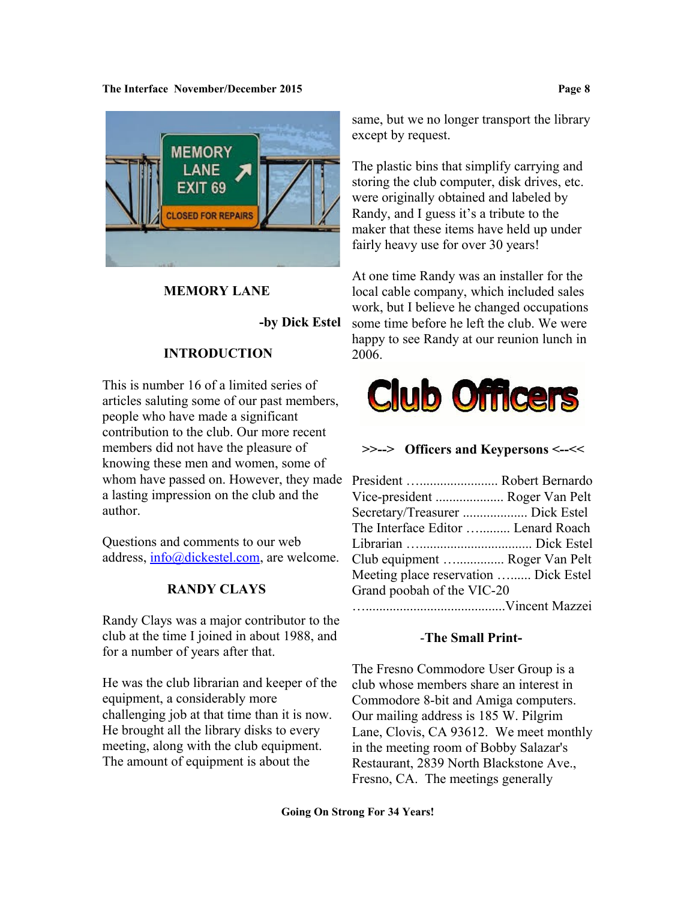## MEMORY LANE

**-by Dick Estel**

### INTRODUCTION

This is number 16 of a limited series of articles saluting some of our past members, people who have made a significant contribution to the club. Our more recent members did not have the pleasure of knowing these men and women, some of whom have passed on. However, they made a lasting impression on the club and the author.

Questions and comments to our web address, info@dickestel.com, are welcome.

### RANDY CLAYS

Randy Clays was a major contributor to the club at the time I joined in about 1988, and for a number of years after that.

He was the club librarian and keeper of the equipment, a considerably more challenging job at that time than it is now. He brought all the library disks to every meeting, along with the club equipment. The amount of equipment is about the same, but we no longer transport the library except by request.

The plastic bins that simplify carrying and storing the club computer, disk drives, etc. were originally obtained and labeled by Randy, and I guess it's a tribute to the maker that these items have held up under fairly heavy use for over 30 years!

At one time Randy was an installer for the local cable company, which included sales work, but I believe he changed occupations some time before he left the club. We were happy to see Randy at our reunion lunch in 2006.

## Club Officers

**>>--> Officers and Keypersons <--<<**

President …....................... Robert Bernardo
Vice-president .................... Roger Van Pelt
Secretary/Treasurer .................. Dick Estel
The Interface Editor …......... Lenard Roach
Librarian ….................................. Dick Estel
Club equipment …............... Roger Van Pelt
Meeting place reservation …...... Dick Estel
Grand poobah of the VIC-20
…..........................................Vincent Mazzei

**-The Small Print-**

The Fresno Commodore User Group is a club whose members share an interest in Commodore 8-bit and Amiga computers. Our mailing address is 185 W. Pilgrim Lane, Clovis, CA 93612. We meet monthly in the meeting room of Bobby Salazar's Restaurant, 2839 North Blackstone Ave., Fresno, CA. The meetings generally

**Going On Strong For 34 Years!**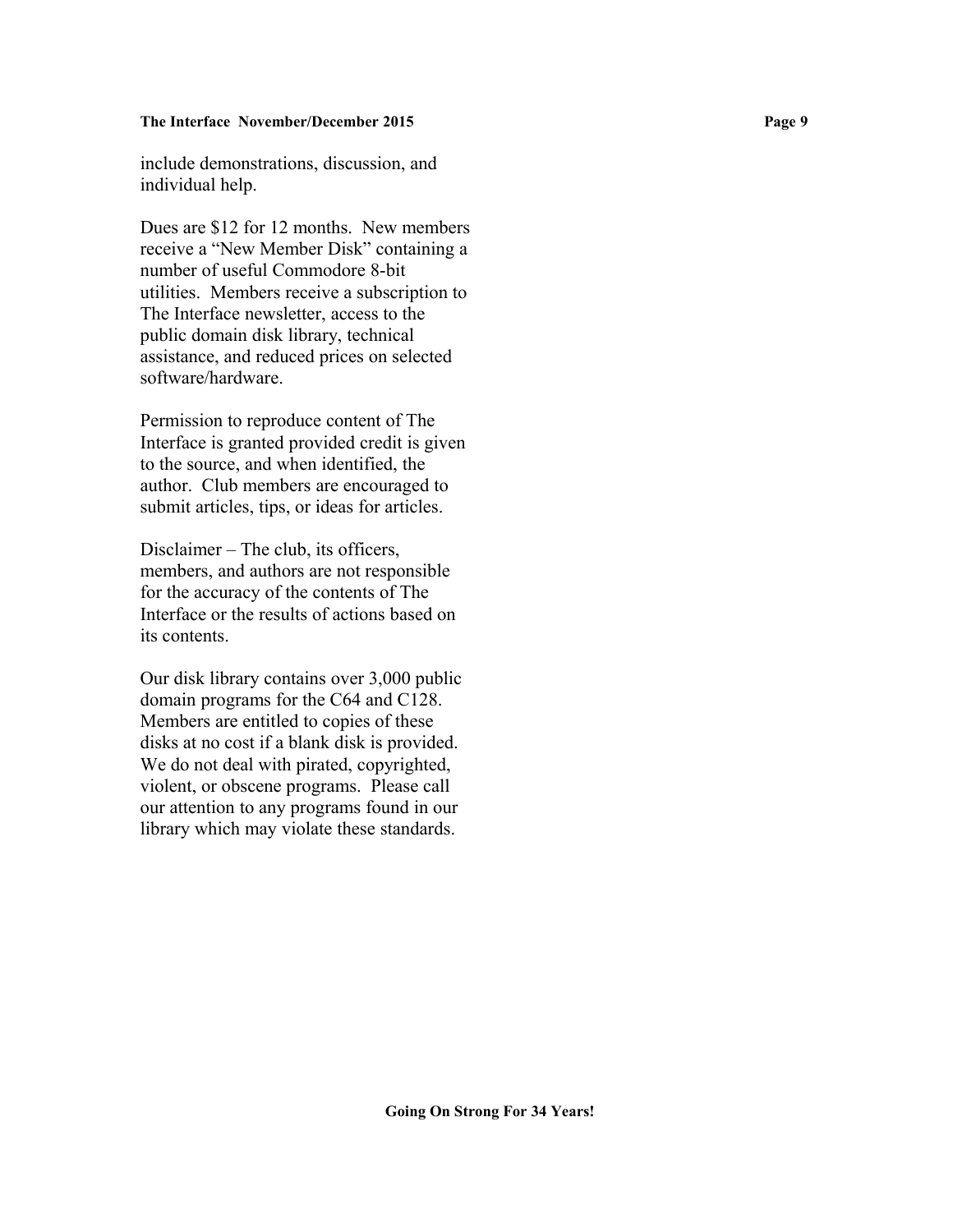include demonstrations, discussion, and individual help.

Dues are $12 for 12 months. New members receive a “New Member Disk” containing a number of useful Commodore 8-bit utilities. Members receive a subscription to The Interface newsletter, access to the public domain disk library, technical assistance, and reduced prices on selected software/hardware.

Permission to reproduce content of The Interface is granted provided credit is given to the source, and when identified, the author. Club members are encouraged to submit articles, tips, or ideas for articles.

Disclaimer – The club, its officers, members, and authors are not responsible for the accuracy of the contents of The Interface or the results of actions based on its contents.

Our disk library contains over 3,000 public domain programs for the C64 and C128. Members are entitled to copies of these disks at no cost if a blank disk is provided. We do not deal with pirated, copyrighted, violent, or obscene programs. Please call our attention to any programs found in our library which may violate these standards.